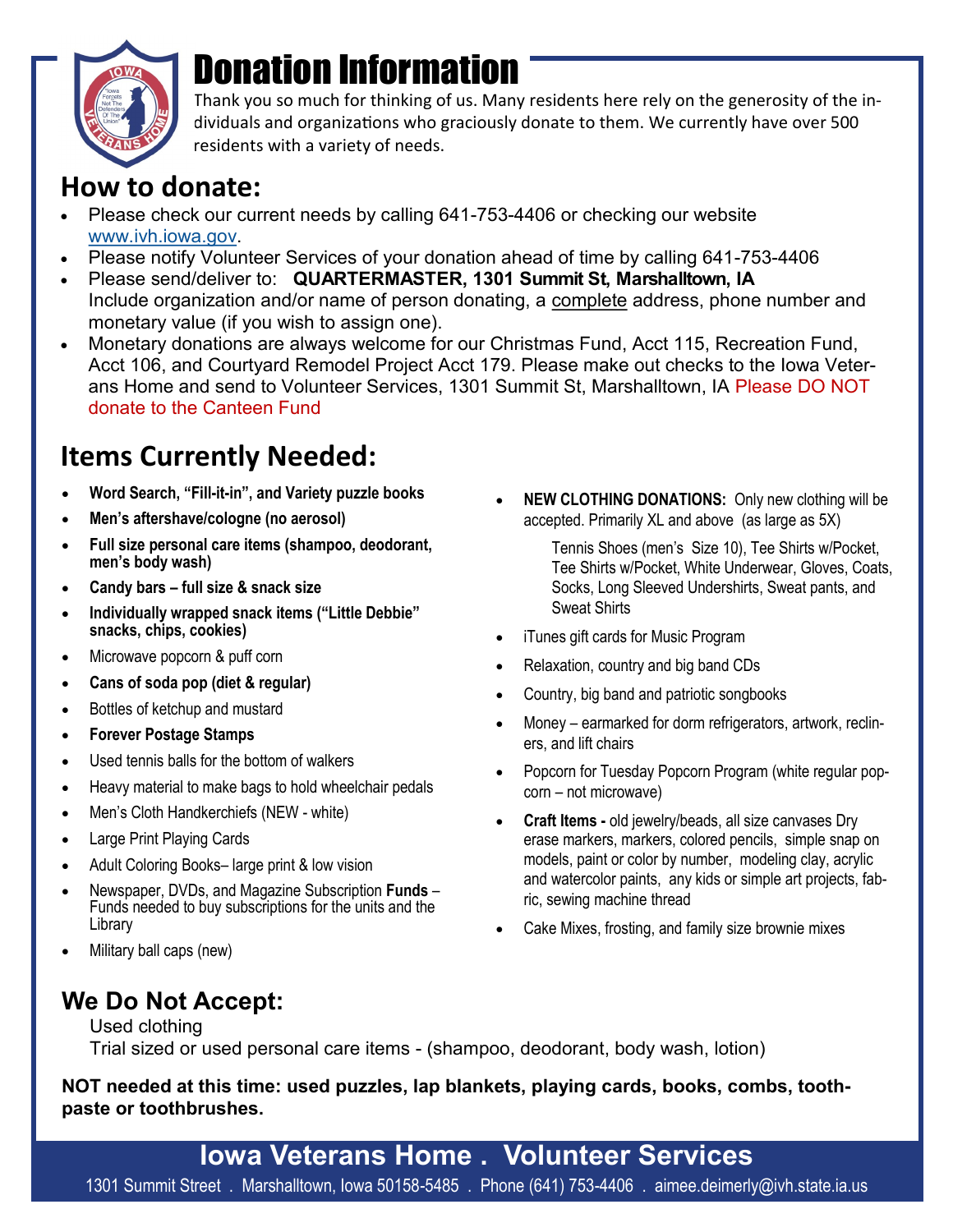# Donation Information

Thank you so much for thinking of us. Many residents here rely on the generosity of the individuals and organizations who graciously donate to them. We currently have over 500 residents with a variety of needs.

## How to donate:

- Please check our current needs by calling 641-753-4406 or checking our website www.ivh.iowa.gov.
- Please notify Volunteer Services of your donation ahead of time by calling 641-753-4406
- Please send/deliver to: **QUARTERMASTER, 1301 Summit St, Marshalltown, IA** Include organization and/or name of person donating, a complete address, phone number and monetary value (if you wish to assign one).
- Monetary donations are always welcome for our Christmas Fund, Acct 115, Recreation Fund, Acct 106, and Courtyard Remodel Project Acct 179. Please make out checks to the Iowa Veterans Home and send to Volunteer Services, 1301 Summit St, Marshalltown, IA Please DO NOT donate to the Canteen Fund

## Items Currently Needed:

- **Word Search, "Fill-it-in", and Variety puzzle books**
- **Men's aftershave/cologne (no aerosol)**
- **Full size personal care items (shampoo, deodorant, men's body wash)**
- **Candy bars – full size & snack size**
- **Individually wrapped snack items ("Little Debbie" snacks, chips, cookies)**
- Microwave popcorn & puff corn
- **Cans of soda pop (diet & regular)**
- Bottles of ketchup and mustard
- **Forever Postage Stamps**
- Used tennis balls for the bottom of walkers
- Heavy material to make bags to hold wheelchair pedals
- Men's Cloth Handkerchiefs (NEW - white)
- Large Print Playing Cards
- Adult Coloring Books– large print & low vision
- Newspaper, DVDs, and Magazine Subscription **Funds** – Funds needed to buy subscriptions for the units and the Library
- Military ball caps (new)
- **NEW CLOTHING DONATIONS:** Only new clothing will be accepted. Primarily XL and above (as large as 5X)

  Tennis Shoes (men's Size 10), Tee Shirts w/Pocket, Tee Shirts w/Pocket, White Underwear, Gloves, Coats, Socks, Long Sleeved Undershirts, Sweat pants, and Sweat Shirts
- iTunes gift cards for Music Program
- Relaxation, country and big band CDs
- Country, big band and patriotic songbooks
- Money – earmarked for dorm refrigerators, artwork, recliners, and lift chairs
- Popcorn for Tuesday Popcorn Program (white regular popcorn – not microwave)
- **Craft Items -** old jewelry/beads, all size canvases Dry erase markers, markers, colored pencils, simple snap on models, paint or color by number, modeling clay, acrylic and watercolor paints, any kids or simple art projects, fabric, sewing machine thread
- Cake Mixes, frosting, and family size brownie mixes

## We Do Not Accept:

Used clothing

Trial sized or used personal care items - (shampoo, deodorant, body wash, lotion)

**NOT needed at this time: used puzzles, lap blankets, playing cards, books, combs, toothpaste or toothbrushes.**

**Iowa Veterans Home . Volunteer Services**

1301 Summit Street . Marshalltown, Iowa 50158-5485 . Phone (641) 753-4406 . aimee.deimerly@ivh.state.ia.us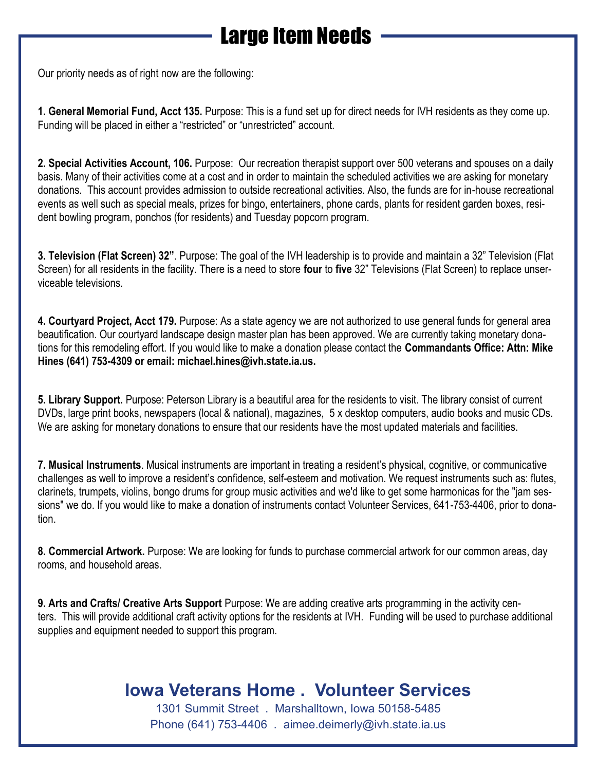# Large Item Needs

Our priority needs as of right now are the following:

**1. General Memorial Fund, Acct 135.** Purpose: This is a fund set up for direct needs for IVH residents as they come up. Funding will be placed in either a “restricted” or “unrestricted” account.

**2. Special Activities Account, 106.** Purpose: Our recreation therapist support over 500 veterans and spouses on a daily basis. Many of their activities come at a cost and in order to maintain the scheduled activities we are asking for monetary donations. This account provides admission to outside recreational activities. Also, the funds are for in-house recreational events as well such as special meals, prizes for bingo, entertainers, phone cards, plants for resident garden boxes, resident bowling program, ponchos (for residents) and Tuesday popcorn program.

**3. Television (Flat Screen) 32”**. Purpose: The goal of the IVH leadership is to provide and maintain a 32” Television (Flat Screen) for all residents in the facility. There is a need to store **four** to **five** 32” Televisions (Flat Screen) to replace unserviceable televisions.

**4. Courtyard Project, Acct 179.** Purpose: As a state agency we are not authorized to use general funds for general area beautification. Our courtyard landscape design master plan has been approved. We are currently taking monetary donations for this remodeling effort. If you would like to make a donation please contact the **Commandants Office: Attn: Mike Hines (641) 753-4309 or email: michael.hines@ivh.state.ia.us.**

**5. Library Support.** Purpose: Peterson Library is a beautiful area for the residents to visit. The library consist of current DVDs, large print books, newspapers (local & national), magazines, 5 x desktop computers, audio books and music CDs. We are asking for monetary donations to ensure that our residents have the most updated materials and facilities.

**7. Musical Instruments**. Musical instruments are important in treating a resident’s physical, cognitive, or communicative challenges as well to improve a resident’s confidence, self-esteem and motivation. We request instruments such as: flutes, clarinets, trumpets, violins, bongo drums for group music activities and we'd like to get some harmonicas for the "jam sessions" we do. If you would like to make a donation of instruments contact Volunteer Services, 641-753-4406, prior to donation.

**8. Commercial Artwork.** Purpose: We are looking for funds to purchase commercial artwork for our common areas, day rooms, and household areas.

**9. Arts and Crafts/ Creative Arts Support** Purpose: We are adding creative arts programming in the activity centers. This will provide additional craft activity options for the residents at IVH. Funding will be used to purchase additional supplies and equipment needed to support this program.

## Iowa Veterans Home . Volunteer Services

1301 Summit Street . Marshalltown, Iowa 50158-5485
Phone (641) 753-4406 . aimee.deimerly@ivh.state.ia.us